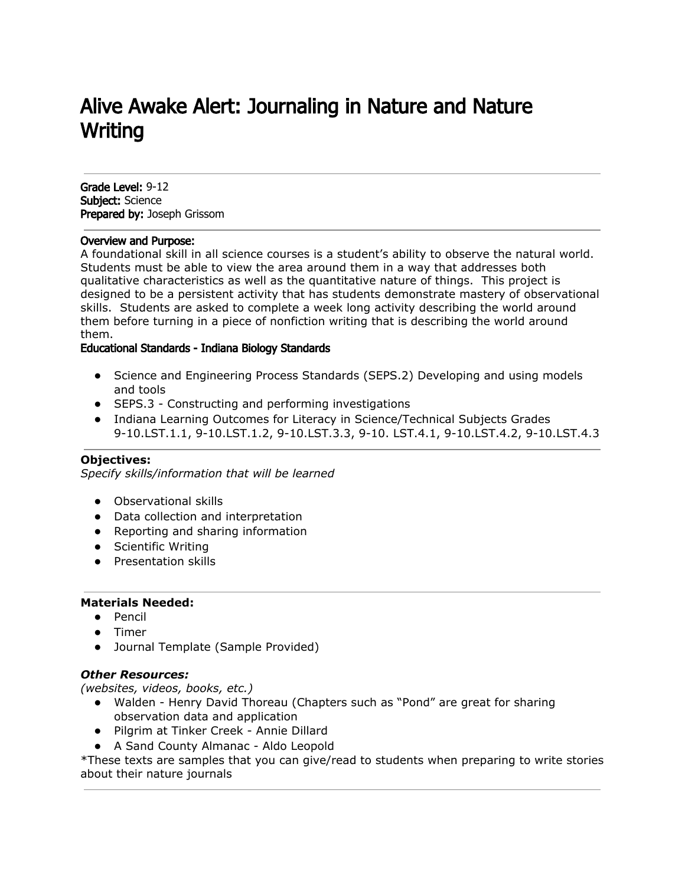# Alive Awake Alert: Journaling in Nature and Nature Writing

**Grade Level:** 9-12
**Subject:** Science
**Prepared by:** Joseph Grissom

**Overview and Purpose:**
A foundational skill in all science courses is a student's ability to observe the natural world. Students must be able to view the area around them in a way that addresses both qualitative characteristics as well as the quantitative nature of things. This project is designed to be a persistent activity that has students demonstrate mastery of observational skills. Students are asked to complete a week long activity describing the world around them before turning in a piece of nonfiction writing that is describing the world around them.

**Educational Standards - Indiana Biology Standards**

- Science and Engineering Process Standards (SEPS.2) Developing and using models and tools
- SEPS.3 - Constructing and performing investigations
- Indiana Learning Outcomes for Literacy in Science/Technical Subjects Grades 9-10.LST.1.1, 9-10.LST.1.2, 9-10.LST.3.3, 9-10. LST.4.1, 9-10.LST.4.2, 9-10.LST.4.3

**Objectives:**
*Specify skills/information that will be learned*

- Observational skills
- Data collection and interpretation
- Reporting and sharing information
- Scientific Writing
- Presentation skills

**Materials Needed:**
- Pencil
- Timer
- Journal Template (Sample Provided)

***Other Resources:***
*(websites, videos, books, etc.)*
- Walden - Henry David Thoreau (Chapters such as "Pond" are great for sharing observation data and application
- Pilgrim at Tinker Creek - Annie Dillard
- A Sand County Almanac - Aldo Leopold

*These texts are samples that you can give/read to students when preparing to write stories about their nature journals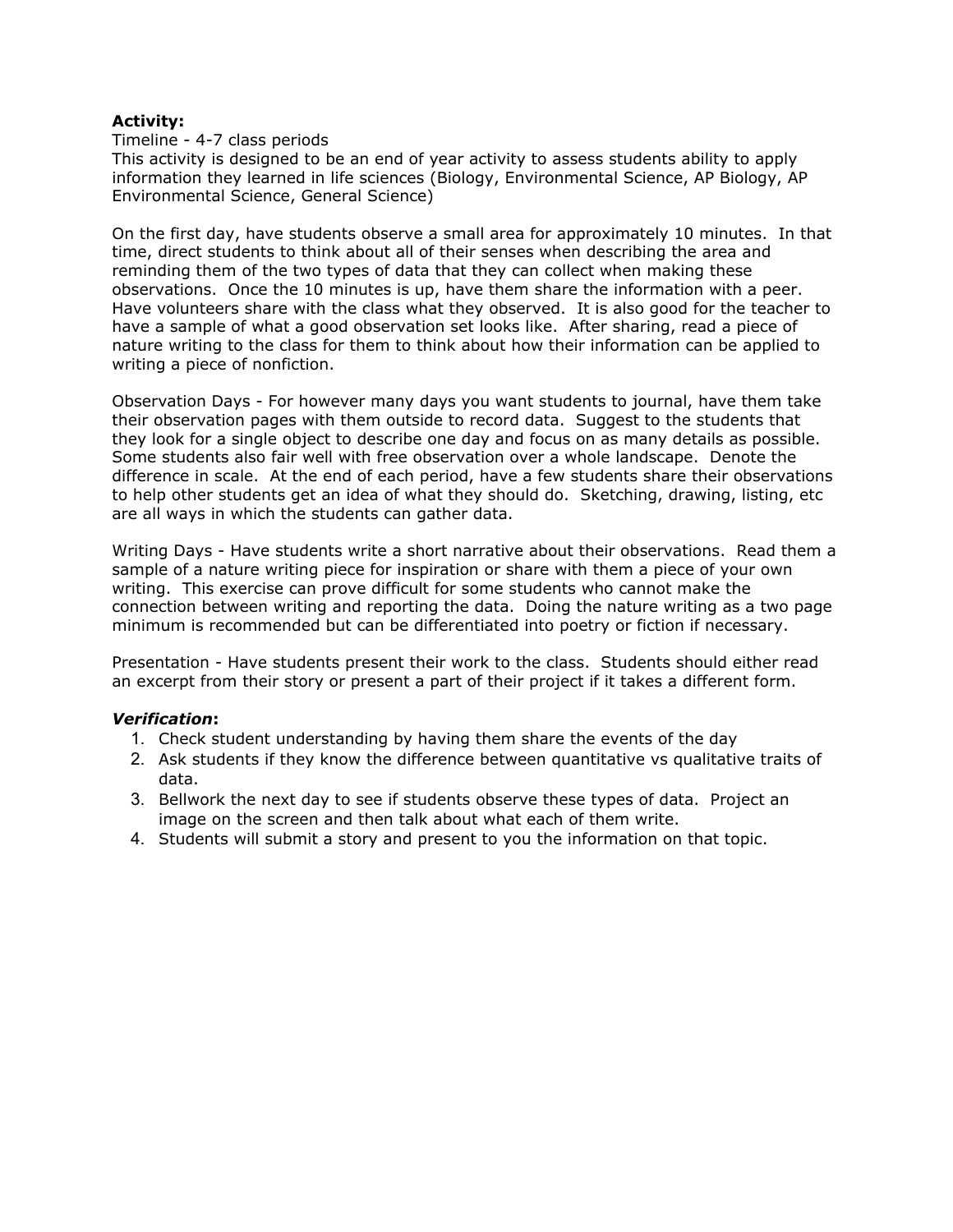**Activity:**

Timeline - 4-7 class periods

This activity is designed to be an end of year activity to assess students ability to apply information they learned in life sciences (Biology, Environmental Science, AP Biology, AP Environmental Science, General Science)

On the first day, have students observe a small area for approximately 10 minutes. In that time, direct students to think about all of their senses when describing the area and reminding them of the two types of data that they can collect when making these observations. Once the 10 minutes is up, have them share the information with a peer. Have volunteers share with the class what they observed. It is also good for the teacher to have a sample of what a good observation set looks like. After sharing, read a piece of nature writing to the class for them to think about how their information can be applied to writing a piece of nonfiction.

Observation Days - For however many days you want students to journal, have them take their observation pages with them outside to record data. Suggest to the students that they look for a single object to describe one day and focus on as many details as possible. Some students also fair well with free observation over a whole landscape. Denote the difference in scale. At the end of each period, have a few students share their observations to help other students get an idea of what they should do. Sketching, drawing, listing, etc are all ways in which the students can gather data.

Writing Days - Have students write a short narrative about their observations. Read them a sample of a nature writing piece for inspiration or share with them a piece of your own writing. This exercise can prove difficult for some students who cannot make the connection between writing and reporting the data. Doing the nature writing as a two page minimum is recommended but can be differentiated into poetry or fiction if necessary.

Presentation - Have students present their work to the class. Students should either read an excerpt from their story or present a part of their project if it takes a different form.

***Verification*:**

1. Check student understanding by having them share the events of the day
2. Ask students if they know the difference between quantitative vs qualitative traits of data.
3. Bellwork the next day to see if students observe these types of data. Project an image on the screen and then talk about what each of them write.
4. Students will submit a story and present to you the information on that topic.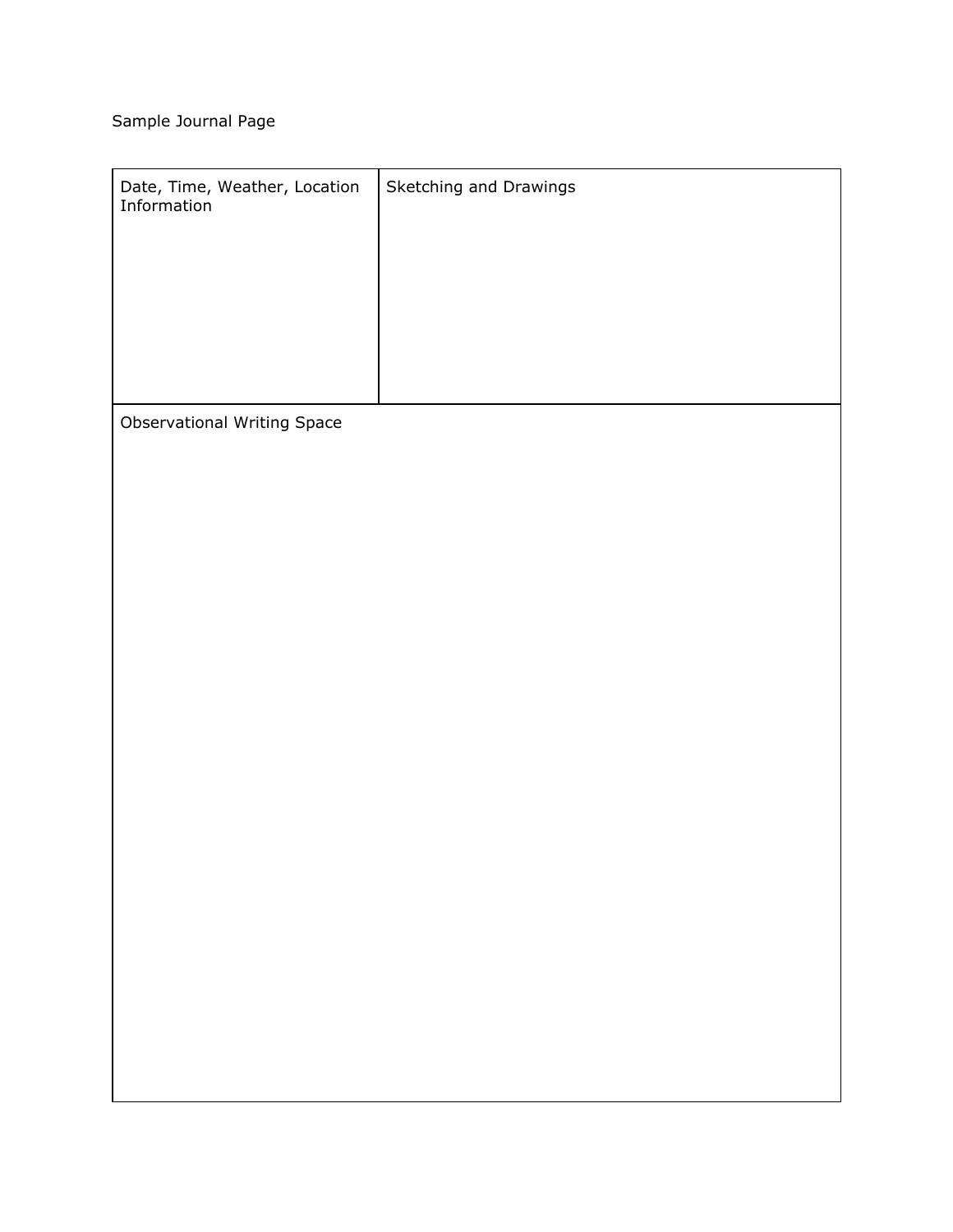Sample Journal Page

| Date, Time, Weather, Location Information | Sketching and Drawings |
|---|---|
| Observational Writing Space | |